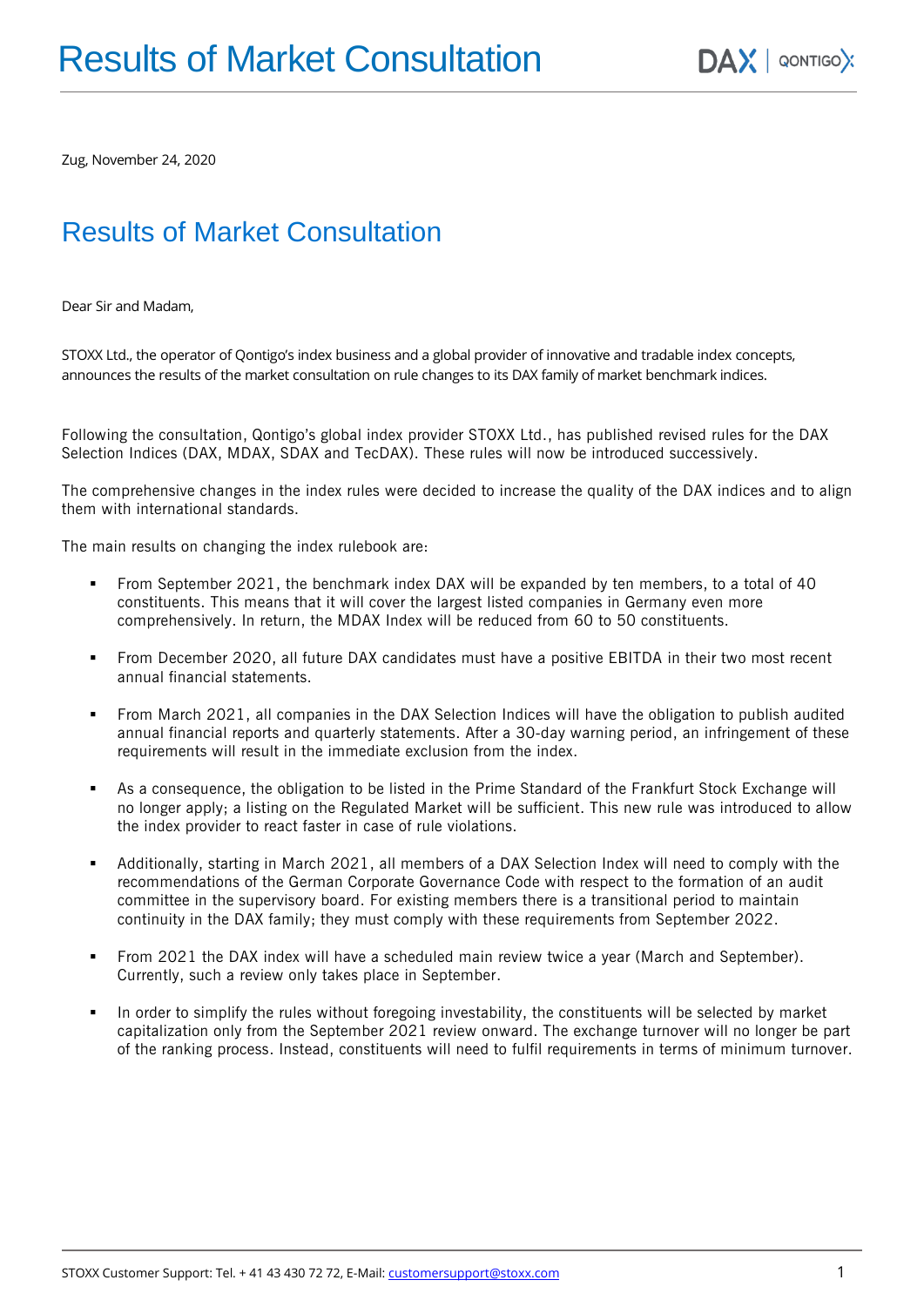Zug, November 24, 2020

# Results of Market Consultation

Dear Sir and Madam,

STOXX Ltd., the operator of Qontigo's index business and a global provider of innovative and tradable index concepts, announces the results of the market consultation on rule changes to its DAX family of market benchmark indices.

Following the consultation, Qontigo's global index provider STOXX Ltd., has published revised rules for the DAX Selection Indices (DAX, MDAX, SDAX and TecDAX). These rules will now be introduced successively.

The comprehensive changes in the index rules were decided to increase the quality of the DAX indices and to align them with international standards.

The main results on changing the index rulebook are:

- From September 2021, the benchmark index DAX will be expanded by ten members, to a total of 40 constituents. This means that it will cover the largest listed companies in Germany even more comprehensively. In return, the MDAX Index will be reduced from 60 to 50 constituents.
- From December 2020, all future DAX candidates must have a positive EBITDA in their two most recent annual financial statements.
- From March 2021, all companies in the DAX Selection Indices will have the obligation to publish audited annual financial reports and quarterly statements. After a 30-day warning period, an infringement of these requirements will result in the immediate exclusion from the index.
- As a consequence, the obligation to be listed in the Prime Standard of the Frankfurt Stock Exchange will no longer apply; a listing on the Regulated Market will be sufficient. This new rule was introduced to allow the index provider to react faster in case of rule violations.
- Additionally, starting in March 2021, all members of a DAX Selection Index will need to comply with the recommendations of the German Corporate Governance Code with respect to the formation of an audit committee in the supervisory board. For existing members there is a transitional period to maintain continuity in the DAX family; they must comply with these requirements from September 2022.
- From 2021 the DAX index will have a scheduled main review twice a year (March and September). Currently, such a review only takes place in September.
- In order to simplify the rules without foregoing investability, the constituents will be selected by market capitalization only from the September 2021 review onward. The exchange turnover will no longer be part of the ranking process. Instead, constituents will need to fulfil requirements in terms of minimum turnover.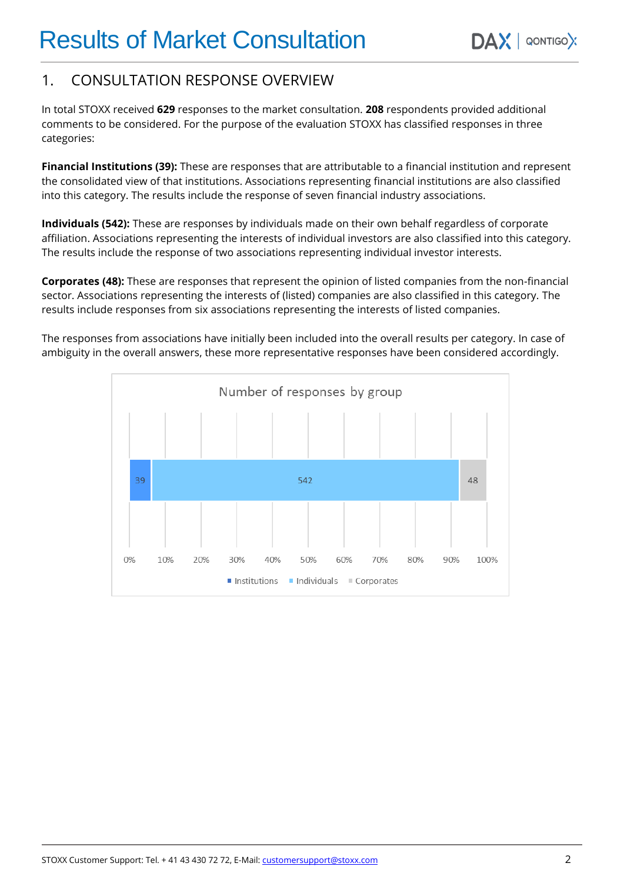# Results of Market Consultation

## 1. CONSULTATION RESPONSE OVERVIEW

In total STOXX received **629** responses to the market consultation. **208** respondents provided additional comments to be considered. For the purpose of the evaluation STOXX has classified responses in three categories:

**Financial Institutions (39):** These are responses that are attributable to a financial institution and represent the consolidated view of that institutions. Associations representing financial institutions are also classified into this category. The results include the response of seven financial industry associations.

**Individuals (542):** These are responses by individuals made on their own behalf regardless of corporate affiliation. Associations representing the interests of individual investors are also classified into this category. The results include the response of two associations representing individual investor interests.

**Corporates (48):** These are responses that represent the opinion of listed companies from the non-financial sector. Associations representing the interests of (listed) companies are also classified in this category. The results include responses from six associations representing the interests of listed companies.

The responses from associations have initially been included into the overall results per category. In case of ambiguity in the overall answers, these more representative responses have been considered accordingly.

Number of responses by group

| Institutions | Individuals | Corporates |
|---|---|---|
| 39 | 542 | 48 |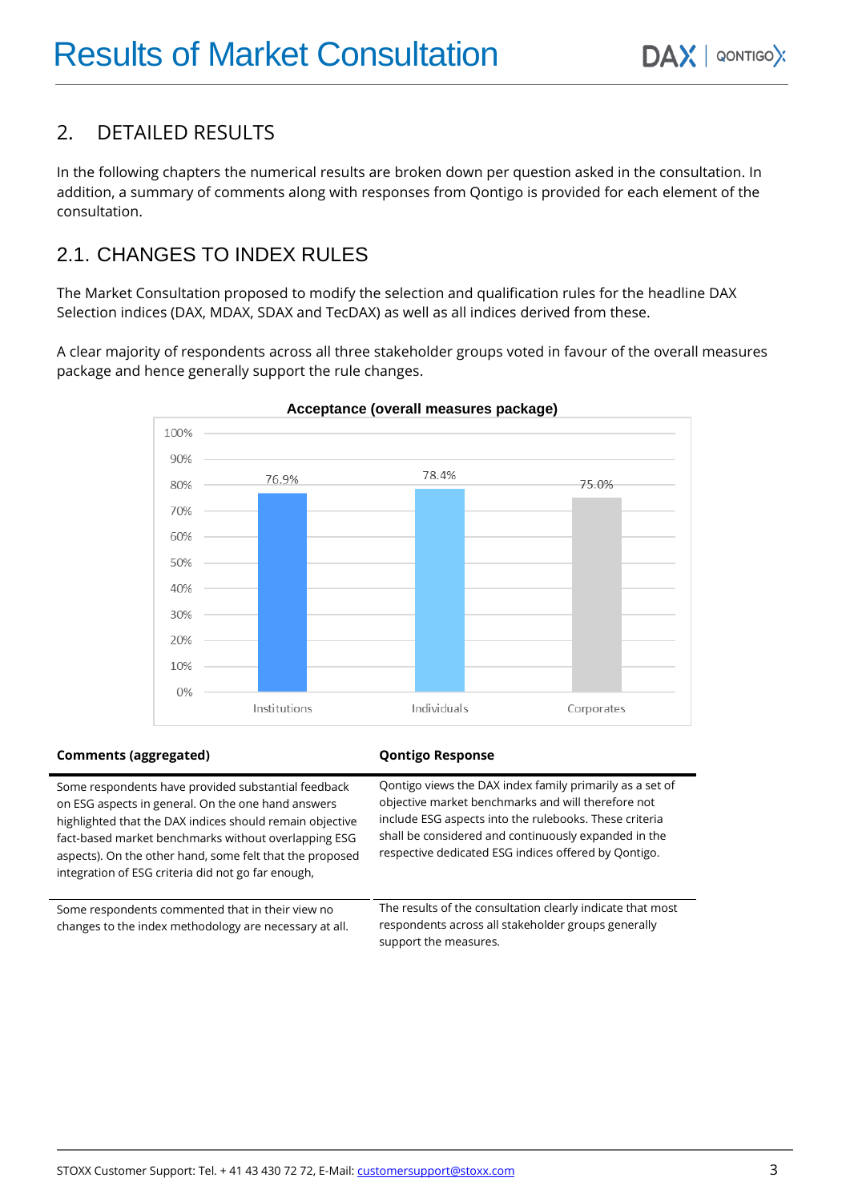## 2. DETAILED RESULTS

In the following chapters the numerical results are broken down per question asked in the consultation. In addition, a summary of comments along with responses from Qontigo is provided for each element of the consultation.

## 2.1. CHANGES TO INDEX RULES

The Market Consultation proposed to modify the selection and qualification rules for the headline DAX Selection indices (DAX, MDAX, SDAX and TecDAX) as well as all indices derived from these.

A clear majority of respondents across all three stakeholder groups voted in favour of the overall measures package and hence generally support the rule changes.

**Acceptance (overall measures package)**

| | Institutions | Individuals | Corporates |
|---|---|---|---|
| Acceptance | 76.9% | 78.4% | 75.0% |

| Comments (aggregated) | Qontigo Response |
|---|---|
| Some respondents have provided substantial feedback on ESG aspects in general. On the one hand answers highlighted that the DAX indices should remain objective fact-based market benchmarks without overlapping ESG aspects). On the other hand, some felt that the proposed integration of ESG criteria did not go far enough, | Qontigo views the DAX index family primarily as a set of objective market benchmarks and will therefore not include ESG aspects into the rulebooks. These criteria shall be considered and continuously expanded in the respective dedicated ESG indices offered by Qontigo. |
| Some respondents commented that in their view no changes to the index methodology are necessary at all. | The results of the consultation clearly indicate that most respondents across all stakeholder groups generally support the measures. |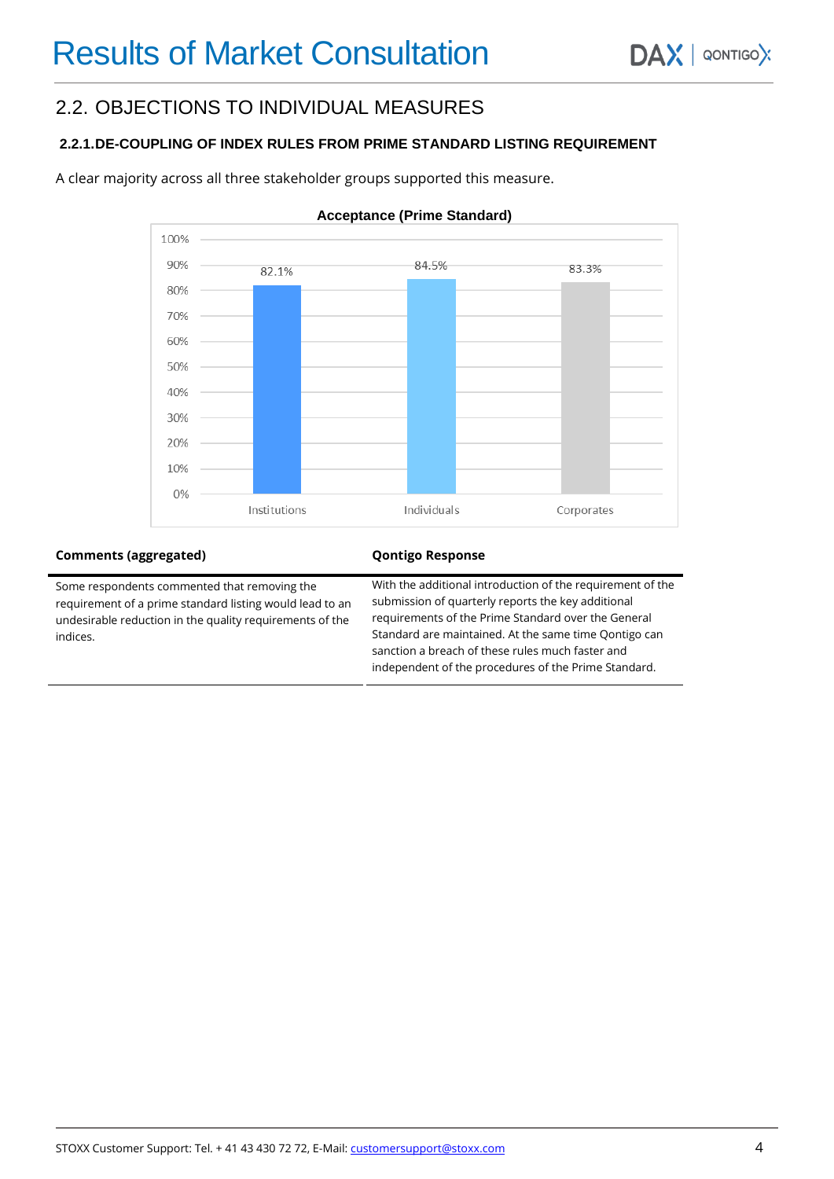# Results of Market Consultation

## 2.2. OBJECTIONS TO INDIVIDUAL MEASURES

### 2.2.1. DE-COUPLING OF INDEX RULES FROM PRIME STANDARD LISTING REQUIREMENT

A clear majority across all three stakeholder groups supported this measure.

**Acceptance (Prime Standard)**

| | Institutions | Individuals | Corporates |
|---|---|---|---|
| Acceptance | 82.1% | 84.5% | 83.3% |

| Comments (aggregated) | Qontigo Response |
|---|---|
| Some respondents commented that removing the requirement of a prime standard listing would lead to an undesirable reduction in the quality requirements of the indices. | With the additional introduction of the requirement of the submission of quarterly reports the key additional requirements of the Prime Standard over the General Standard are maintained. At the same time Qontigo can sanction a breach of these rules much faster and independent of the procedures of the Prime Standard. |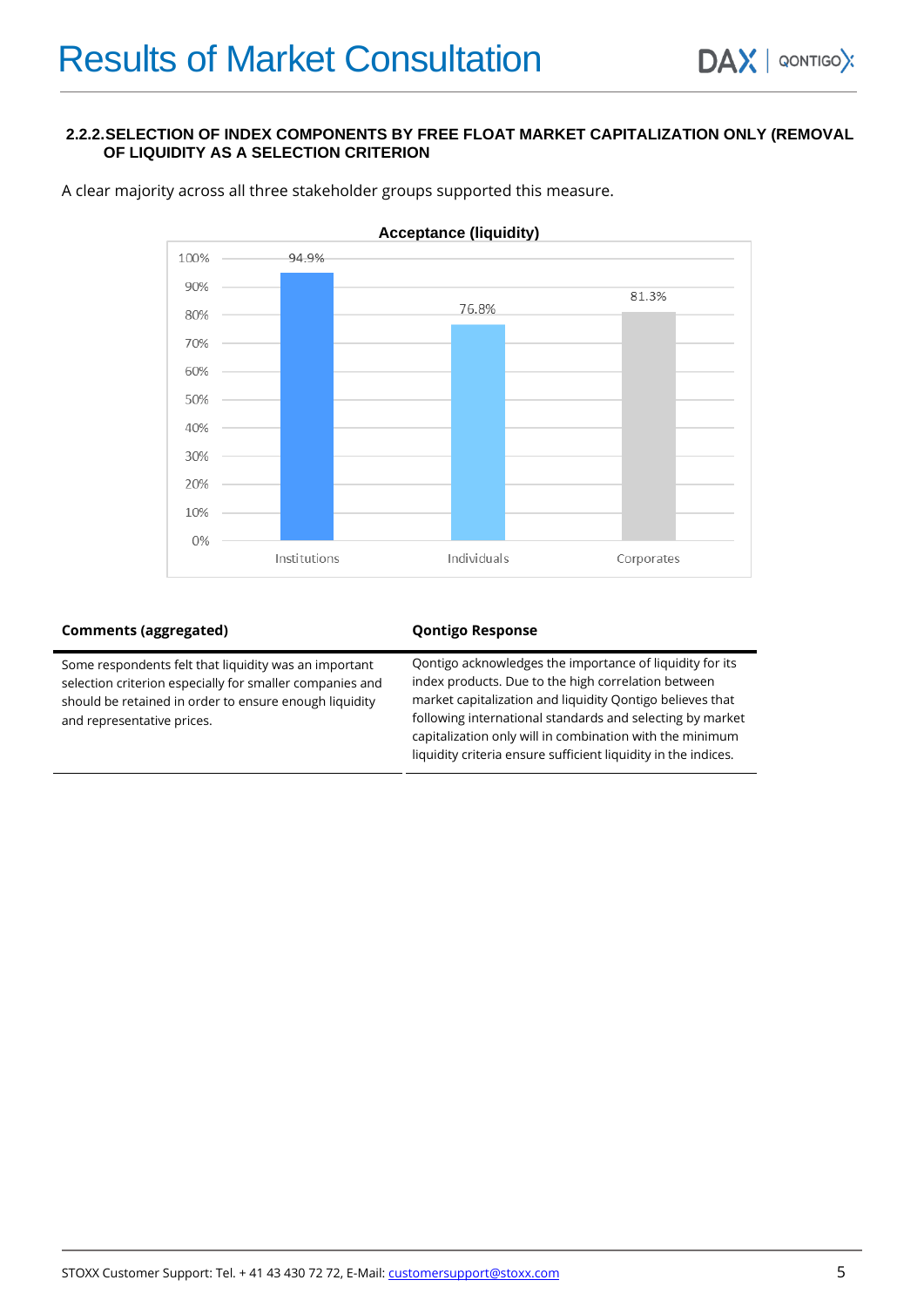#### 2.2.2. SELECTION OF INDEX COMPONENTS BY FREE FLOAT MARKET CAPITALIZATION ONLY (REMOVAL OF LIQUIDITY AS A SELECTION CRITERION

A clear majority across all three stakeholder groups supported this measure.

**Acceptance (liquidity)**

| Institutions | Individuals | Corporates |
|---|---|---|
| 94.9% | 76.8% | 81.3% |

| Comments (aggregated) | Qontigo Response |
|---|---|
| Some respondents felt that liquidity was an important selection criterion especially for smaller companies and should be retained in order to ensure enough liquidity and representative prices. | Qontigo acknowledges the importance of liquidity for its index products. Due to the high correlation between market capitalization and liquidity Qontigo believes that following international standards and selecting by market capitalization only will in combination with the minimum liquidity criteria ensure sufficient liquidity in the indices. |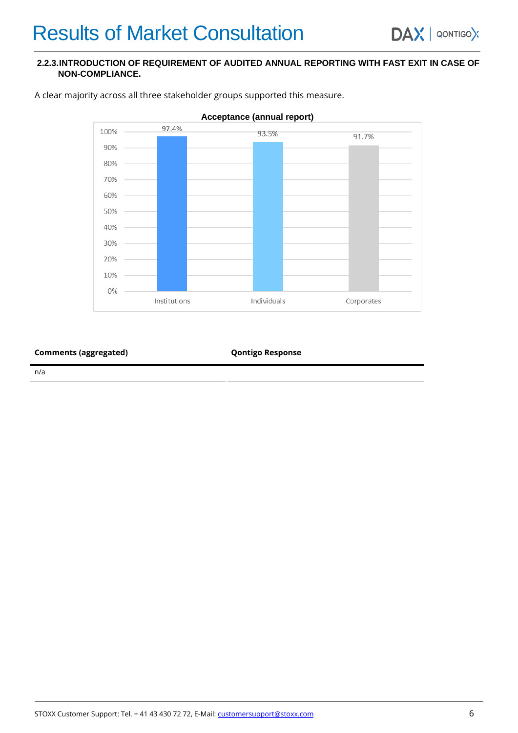# Results of Market Consultation

### 2.2.3. INTRODUCTION OF REQUIREMENT OF AUDITED ANNUAL REPORTING WITH FAST EXIT IN CASE OF NON-COMPLIANCE.

A clear majority across all three stakeholder groups supported this measure.

**Acceptance (annual report)**

| | Institutions | Individuals | Corporates |
|---|---|---|---|
| Acceptance | 97.4% | 93.5% | 91.7% |

| Comments (aggregated) | Qontigo Response |
|---|---|
| n/a | |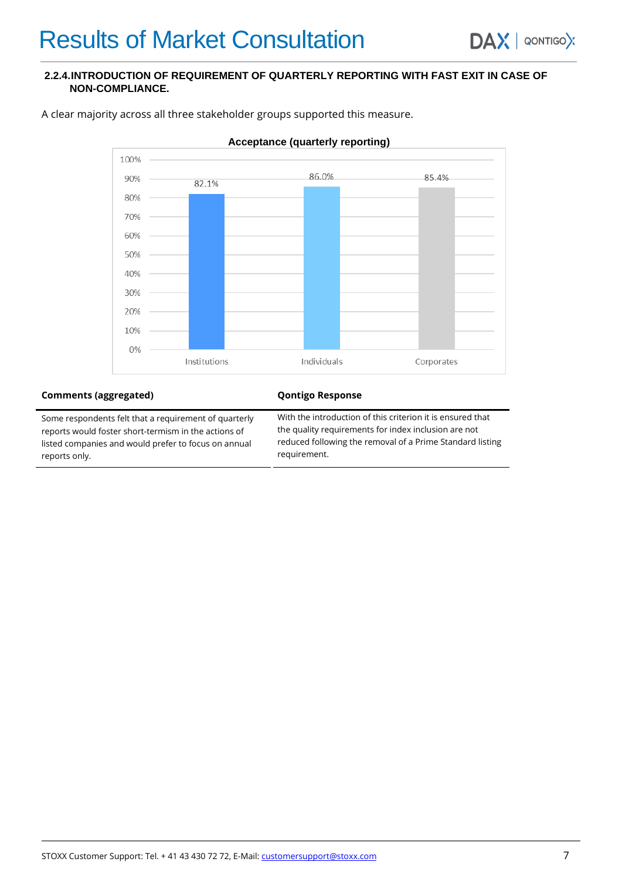### 2.2.4. INTRODUCTION OF REQUIREMENT OF QUARTERLY REPORTING WITH FAST EXIT IN CASE OF NON-COMPLIANCE.

A clear majority across all three stakeholder groups supported this measure.

**Acceptance (quarterly reporting)**

| | Institutions | Individuals | Corporates |
|---|---|---|---|
| Acceptance | 82.1% | 86.0% | 85.4% |

| Comments (aggregated) | Qontigo Response |
|---|---|
| Some respondents felt that a requirement of quarterly reports would foster short-termism in the actions of listed companies and would prefer to focus on annual reports only. | With the introduction of this criterion it is ensured that the quality requirements for index inclusion are not reduced following the removal of a Prime Standard listing requirement. |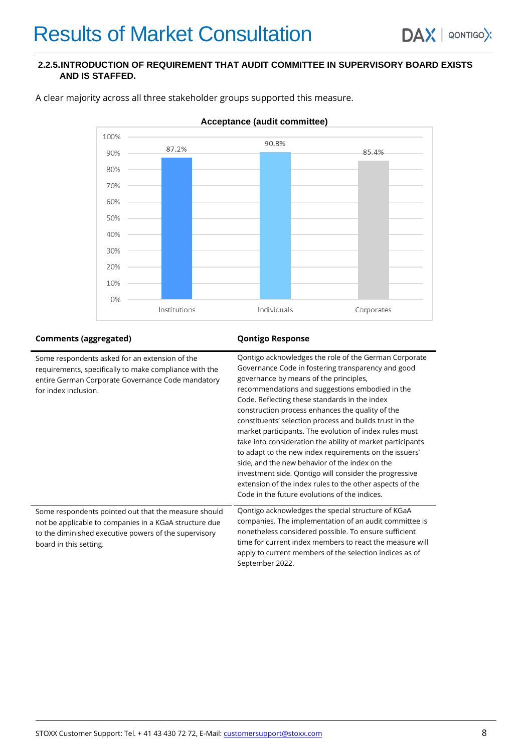### 2.2.5. INTRODUCTION OF REQUIREMENT THAT AUDIT COMMITTEE IN SUPERVISORY BOARD EXISTS AND IS STAFFED.

A clear majority across all three stakeholder groups supported this measure.

**Acceptance (audit committee)**

| | Institutions | Individuals | Corporates |
|---|---|---|---|
| Acceptance | 87.2% | 90.8% | 85.4% |

| Comments (aggregated) | Qontigo Response |
|---|---|
| Some respondents asked for an extension of the requirements, specifically to make compliance with the entire German Corporate Governance Code mandatory for index inclusion. | Qontigo acknowledges the role of the German Corporate Governance Code in fostering transparency and good governance by means of the principles, recommendations and suggestions embodied in the Code. Reflecting these standards in the index construction process enhances the quality of the constituents' selection process and builds trust in the market participants. The evolution of index rules must take into consideration the ability of market participants to adapt to the new index requirements on the issuers' side, and the new behavior of the index on the investment side. Qontigo will consider the progressive extension of the index rules to the other aspects of the Code in the future evolutions of the indices. |
| Some respondents pointed out that the measure should not be applicable to companies in a KGaA structure due to the diminished executive powers of the supervisory board in this setting. | Qontigo acknowledges the special structure of KGaA companies. The implementation of an audit committee is nonetheless considered possible. To ensure sufficient time for current index members to react the measure will apply to current members of the selection indices as of September 2022. |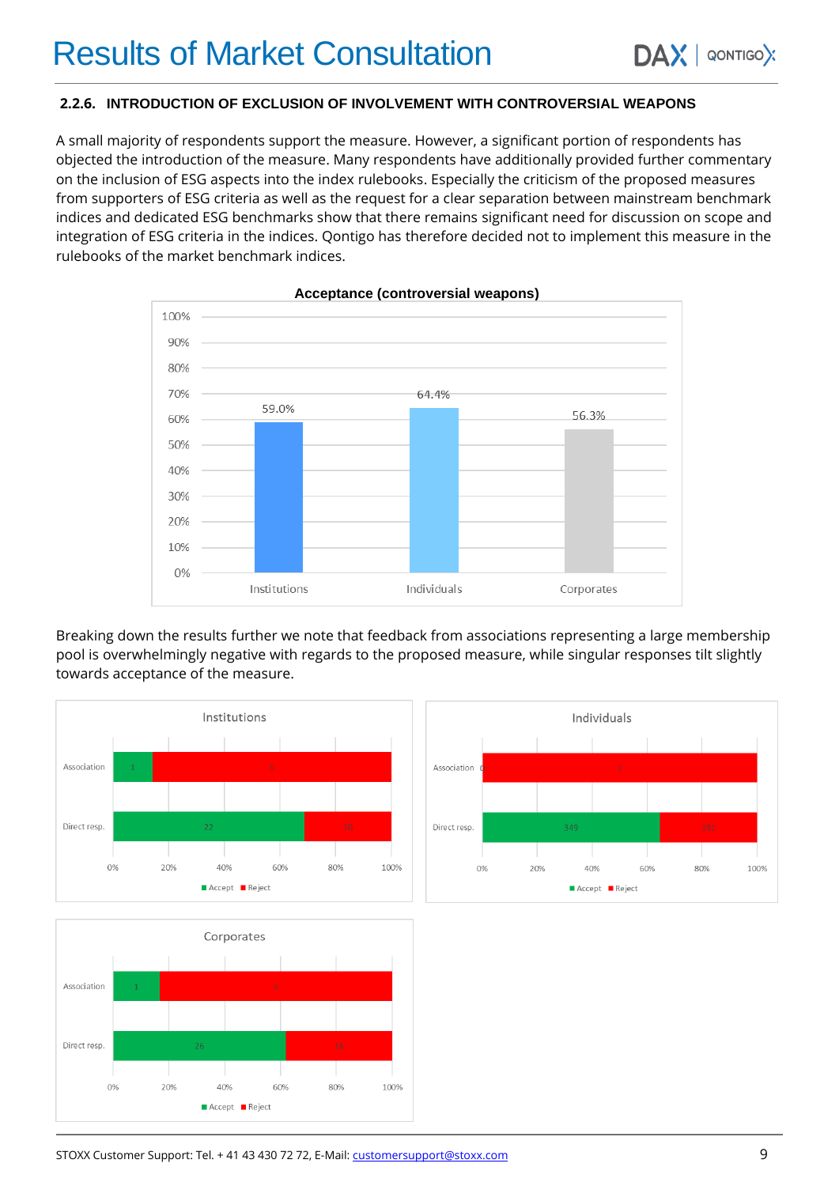### 2.2.6. INTRODUCTION OF EXCLUSION OF INVOLVEMENT WITH CONTROVERSIAL WEAPONS

A small majority of respondents support the measure. However, a significant portion of respondents has objected the introduction of the measure. Many respondents have additionally provided further commentary on the inclusion of ESG aspects into the index rulebooks. Especially the criticism of the proposed measures from supporters of ESG criteria as well as the request for a clear separation between mainstream benchmark indices and dedicated ESG benchmarks show that there remains significant need for discussion on scope and integration of ESG criteria in the indices. Qontigo has therefore decided not to implement this measure in the rulebooks of the market benchmark indices.

**Acceptance (controversial weapons)**

| | Institutions | Individuals | Corporates |
|---|---|---|---|
| Acceptance | 59.0% | 64.4% | 56.3% |

Breaking down the results further we note that feedback from associations representing a large membership pool is overwhelmingly negative with regards to the proposed measure, while singular responses tilt slightly towards acceptance of the measure.

**Institutions**

| | Accept | Reject |
|---|---|---|
| Association | 1 | 6 |
| Direct resp. | 22 | 10 |

**Individuals**

| | Accept | Reject |
|---|---|---|
| Association | 0 | 2 |
| Direct resp. | 349 | 193 |

**Corporates**

| | Accept | Reject |
|---|---|---|
| Association | 1 | 5 |
| Direct resp. | 26 | 16 |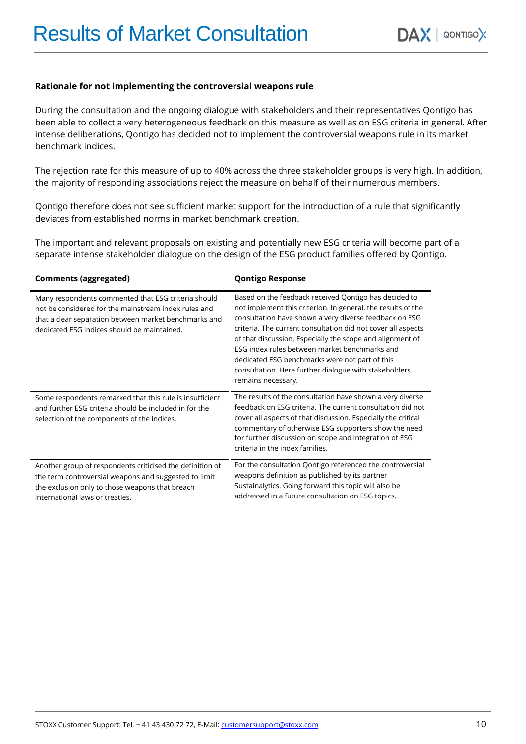# Results of Market Consultation

**Rationale for not implementing the controversial weapons rule**

During the consultation and the ongoing dialogue with stakeholders and their representatives Qontigo has been able to collect a very heterogeneous feedback on this measure as well as on ESG criteria in general. After intense deliberations, Qontigo has decided not to implement the controversial weapons rule in its market benchmark indices.

The rejection rate for this measure of up to 40% across the three stakeholder groups is very high. In addition, the majority of responding associations reject the measure on behalf of their numerous members.

Qontigo therefore does not see sufficient market support for the introduction of a rule that significantly deviates from established norms in market benchmark creation.

The important and relevant proposals on existing and potentially new ESG criteria will become part of a separate intense stakeholder dialogue on the design of the ESG product families offered by Qontigo.

| Comments (aggregated) | Qontigo Response |
|---|---|
| Many respondents commented that ESG criteria should not be considered for the mainstream index rules and that a clear separation between market benchmarks and dedicated ESG indices should be maintained. | Based on the feedback received Qontigo has decided to not implement this criterion. In general, the results of the consultation have shown a very diverse feedback on ESG criteria. The current consultation did not cover all aspects of that discussion. Especially the scope and alignment of ESG index rules between market benchmarks and dedicated ESG benchmarks were not part of this consultation. Here further dialogue with stakeholders remains necessary. |
| Some respondents remarked that this rule is insufficient and further ESG criteria should be included in for the selection of the components of the indices. | The results of the consultation have shown a very diverse feedback on ESG criteria. The current consultation did not cover all aspects of that discussion. Especially the critical commentary of otherwise ESG supporters show the need for further discussion on scope and integration of ESG criteria in the index families. |
| Another group of respondents criticised the definition of the term controversial weapons and suggested to limit the exclusion only to those weapons that breach international laws or treaties. | For the consultation Qontigo referenced the controversial weapons definition as published by its partner Sustainalytics. Going forward this topic will also be addressed in a future consultation on ESG topics. |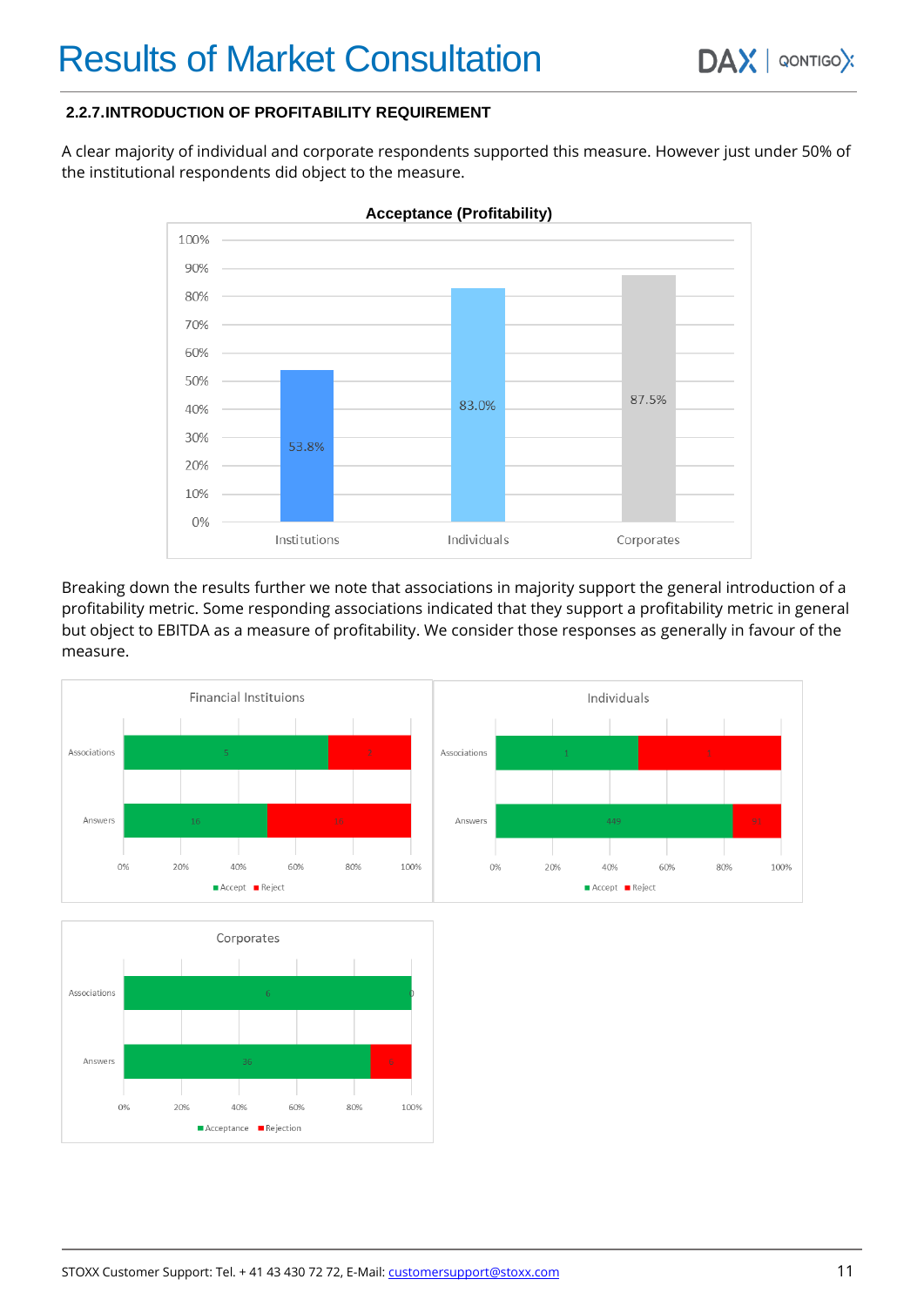### 2.2.7. INTRODUCTION OF PROFITABILITY REQUIREMENT

A clear majority of individual and corporate respondents supported this measure. However just under 50% of the institutional respondents did object to the measure.

**Acceptance (Profitability)**

| | Institutions | Individuals | Corporates |
|---|---|---|---|
| Acceptance | 53.8% | 83.0% | 87.5% |

Breaking down the results further we note that associations in majority support the general introduction of a profitability metric. Some responding associations indicated that they support a profitability metric in general but object to EBITDA as a measure of profitability. We consider those responses as generally in favour of the measure.

**Financial Instituions**

| | Accept | Reject |
|---|---|---|
| Associations | 5 | 2 |
| Answers | 16 | 16 |

**Individuals**

| | Accept | Reject |
|---|---|---|
| Associations | 1 | 1 |
| Answers | 449 | 91 |

**Corporates**

| | Acceptance | Rejection |
|---|---|---|
| Associations | 6 | 0 |
| Answers | 36 | 6 |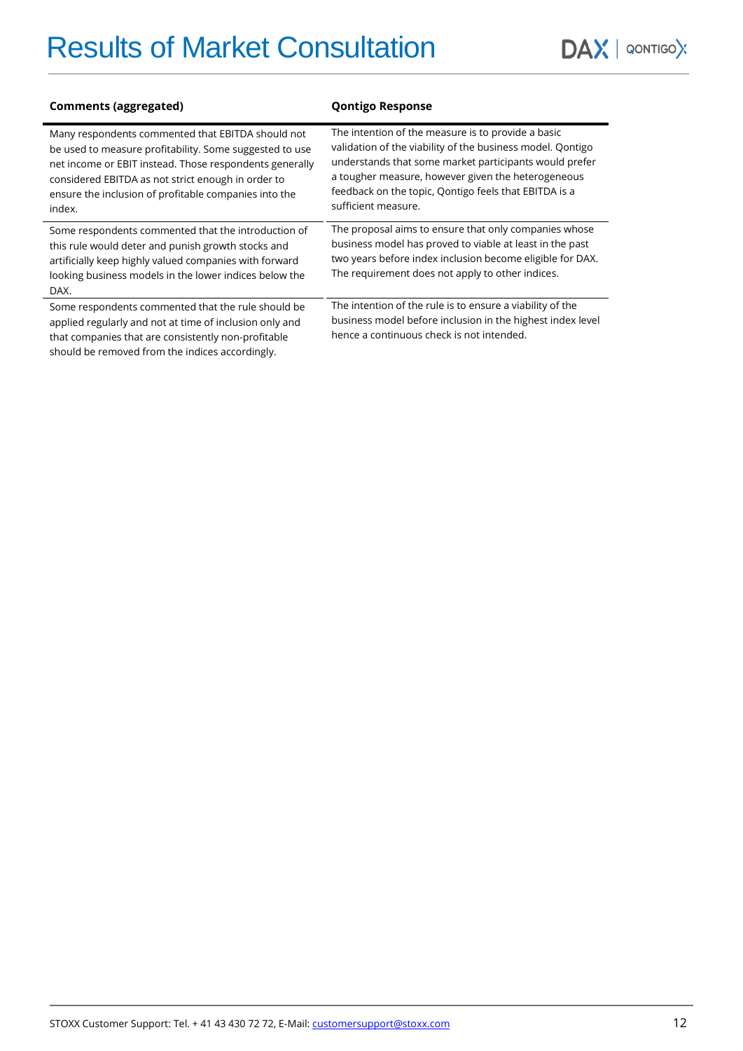# Results of Market Consultation

| Comments (aggregated) | Qontigo Response |
|---|---|
| Many respondents commented that EBITDA should not be used to measure profitability. Some suggested to use net income or EBIT instead. Those respondents generally considered EBITDA as not strict enough in order to ensure the inclusion of profitable companies into the index. | The intention of the measure is to provide a basic validation of the viability of the business model. Qontigo understands that some market participants would prefer a tougher measure, however given the heterogeneous feedback on the topic, Qontigo feels that EBITDA is a sufficient measure. |
| Some respondents commented that the introduction of this rule would deter and punish growth stocks and artificially keep highly valued companies with forward looking business models in the lower indices below the DAX. | The proposal aims to ensure that only companies whose business model has proved to viable at least in the past two years before index inclusion become eligible for DAX. The requirement does not apply to other indices. |
| Some respondents commented that the rule should be applied regularly and not at time of inclusion only and that companies that are consistently non-profitable should be removed from the indices accordingly. | The intention of the rule is to ensure a viability of the business model before inclusion in the highest index level hence a continuous check is not intended. |

STOXX Customer Support: Tel. + 41 43 430 72 72, E-Mail: customersupport@stoxx.com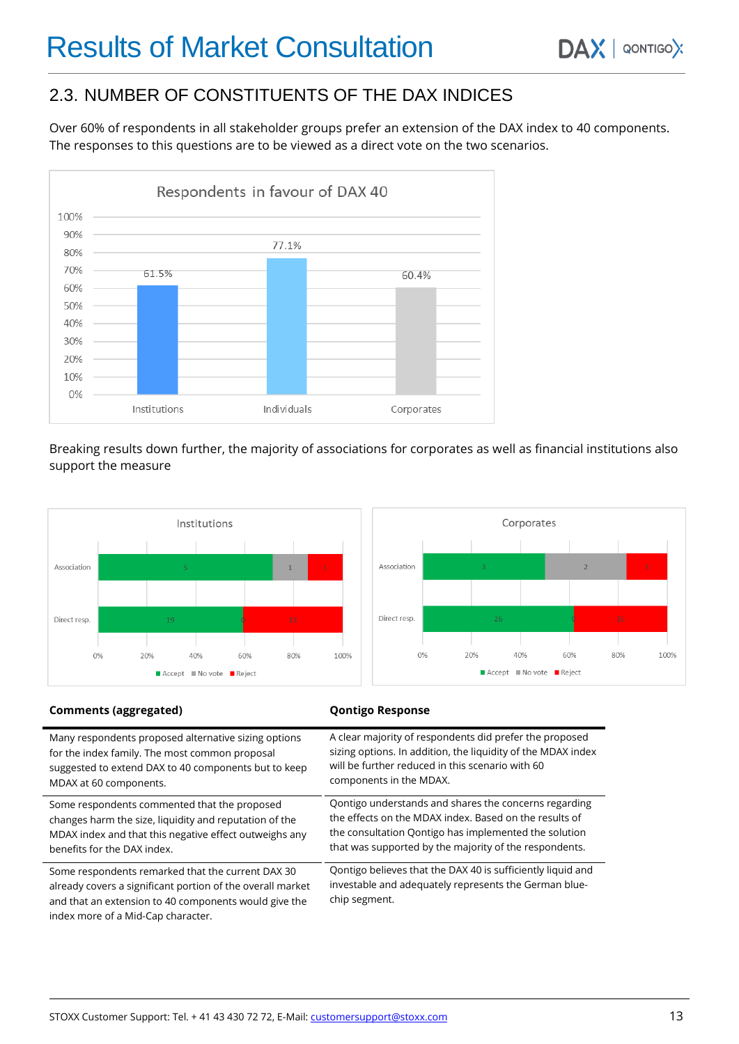# Results of Market Consultation

## 2.3. NUMBER OF CONSTITUENTS OF THE DAX INDICES

Over 60% of respondents in all stakeholder groups prefer an extension of the DAX index to 40 components. The responses to this questions are to be viewed as a direct vote on the two scenarios.

Respondents in favour of DAX 40

100%
90%
80%
70%
60%
50%
40%
30%
20%
10%
0%

61.5%
77.1%
60.4%

Institutions
Individuals
Corporates

Breaking results down further, the majority of associations for corporates as well as financial institutions also support the measure

Institutions

Association
5
1
1

Direct resp.
19
0
13

0% 20% 40% 60% 80% 100%

Accept  No vote  Reject

Corporates

Association
3
2
1

Direct resp.
26
0
16

0% 20% 40% 60% 80% 100%

Accept  No vote  Reject

| Comments (aggregated) | Qontigo Response |
| --- | --- |
| Many respondents proposed alternative sizing options for the index family. The most common proposal suggested to extend DAX to 40 components but to keep MDAX at 60 components. | A clear majority of respondents did prefer the proposed sizing options. In addition, the liquidity of the MDAX index will be further reduced in this scenario with 60 components in the MDAX. |
| Some respondents commented that the proposed changes harm the size, liquidity and reputation of the MDAX index and that this negative effect outweighs any benefits for the DAX index. | Qontigo understands and shares the concerns regarding the effects on the MDAX index. Based on the results of the consultation Qontigo has implemented the solution that was supported by the majority of the respondents. |
| Some respondents remarked that the current DAX 30 already covers a significant portion of the overall market and that an extension to 40 components would give the index more of a Mid-Cap character. | Qontigo believes that the DAX 40 is sufficiently liquid and investable and adequately represents the German blue-chip segment. |

STOXX Customer Support: Tel. + 41 43 430 72 72, E-Mail: customersupport@stoxx.com